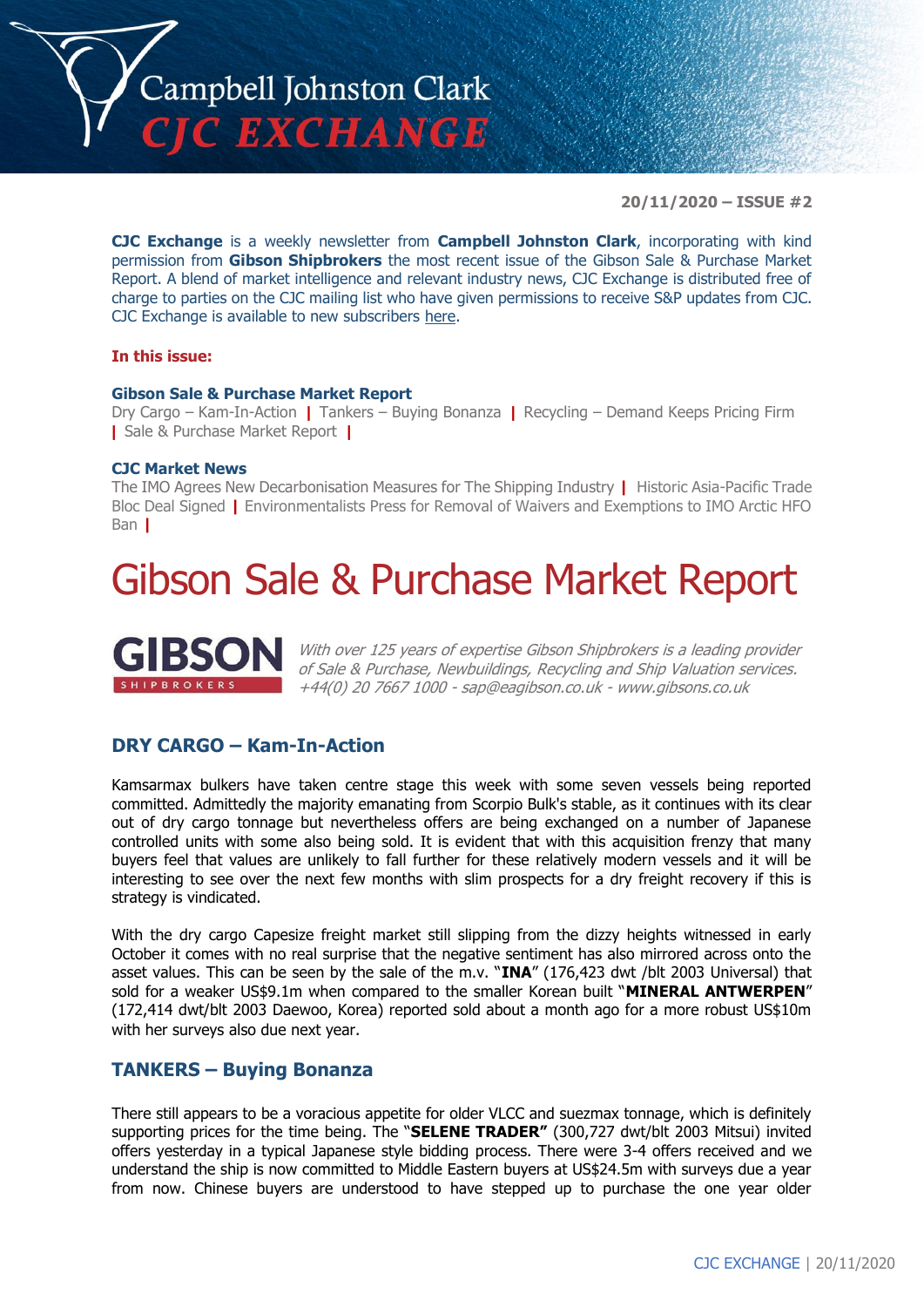# Campbell Johnston Clark CJC EXCHANGE

**20/11/2020 – ISSUE #2**

**CJC Exchange** is a weekly newsletter from **Campbell Johnston Clark**, incorporating with kind permission from **Gibson Shipbrokers** the most recent issue of the Gibson Sale & Purchase Market Report. A blend of market intelligence and relevant industry news, CJC Exchange is distributed free of charge to parties on the CJC mailing list who have given permissions to receive S&P updates from CJC. CJC Exchange is available to new subscribers here.

**In this issue:**

**Gibson Sale & Purchase Market Report**
Dry Cargo – Kam-In-Action | Tankers – Buying Bonanza | Recycling – Demand Keeps Pricing Firm | Sale & Purchase Market Report |

**CJC Market News**
The IMO Agrees New Decarbonisation Measures for The Shipping Industry | Historic Asia-Pacific Trade Bloc Deal Signed | Environmentalists Press for Removal of Waivers and Exemptions to IMO Arctic HFO Ban |

# Gibson Sale & Purchase Market Report

**GIBSON** SHIPBROKERS

*With over 125 years of expertise Gibson Shipbrokers is a leading provider of Sale & Purchase, Newbuildings, Recycling and Ship Valuation services. +44(0) 20 7667 1000 - sap@eagibson.co.uk - www.gibsons.co.uk*

## DRY CARGO – Kam-In-Action

Kamsarmax bulkers have taken centre stage this week with some seven vessels being reported committed. Admittedly the majority emanating from Scorpio Bulk's stable, as it continues with its clear out of dry cargo tonnage but nevertheless offers are being exchanged on a number of Japanese controlled units with some also being sold. It is evident that with this acquisition frenzy that many buyers feel that values are unlikely to fall further for these relatively modern vessels and it will be interesting to see over the next few months with slim prospects for a dry freight recovery if this is strategy is vindicated.

With the dry cargo Capesize freight market still slipping from the dizzy heights witnessed in early October it comes with no real surprise that the negative sentiment has also mirrored across onto the asset values. This can be seen by the sale of the m.v. "**INA**" (176,423 dwt /blt 2003 Universal) that sold for a weaker US$9.1m when compared to the smaller Korean built "**MINERAL ANTWERPEN**" (172,414 dwt/blt 2003 Daewoo, Korea) reported sold about a month ago for a more robust US$10m with her surveys also due next year.

## TANKERS – Buying Bonanza

There still appears to be a voracious appetite for older VLCC and suezmax tonnage, which is definitely supporting prices for the time being. The "**SELENE TRADER"** (300,727 dwt/blt 2003 Mitsui) invited offers yesterday in a typical Japanese style bidding process. There were 3-4 offers received and we understand the ship is now committed to Middle Eastern buyers at US$24.5m with surveys due a year from now. Chinese buyers are understood to have stepped up to purchase the one year older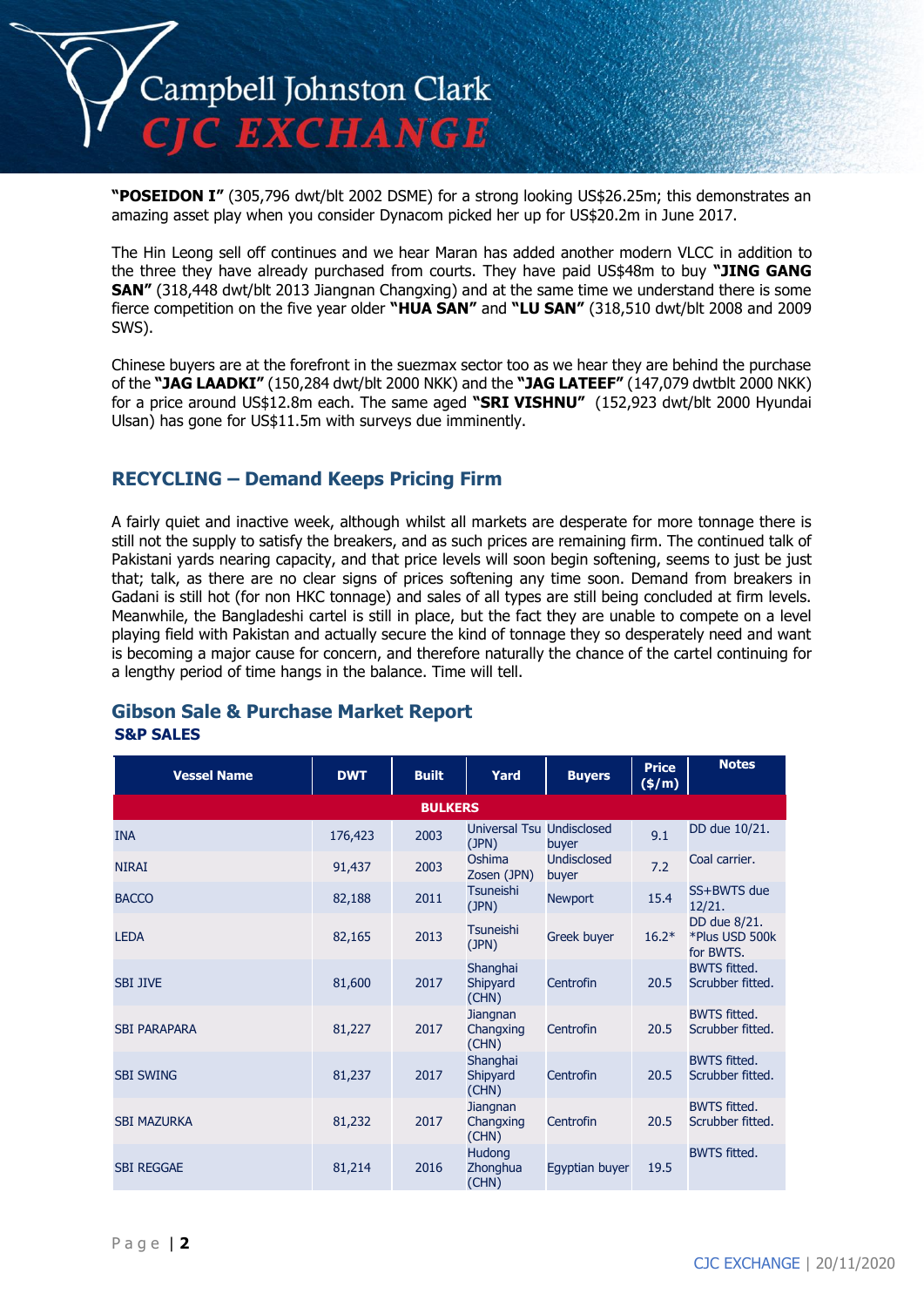**"POSEIDON I"** (305,796 dwt/blt 2002 DSME) for a strong looking US$26.25m; this demonstrates an amazing asset play when you consider Dynacom picked her up for US$20.2m in June 2017.

The Hin Leong sell off continues and we hear Maran has added another modern VLCC in addition to the three they have already purchased from courts. They have paid US$48m to buy **"JING GANG SAN"** (318,448 dwt/blt 2013 Jiangnan Changxing) and at the same time we understand there is some fierce competition on the five year older **"HUA SAN"** and **"LU SAN"** (318,510 dwt/blt 2008 and 2009 SWS).

Chinese buyers are at the forefront in the suezmax sector too as we hear they are behind the purchase of the **"JAG LAADKI"** (150,284 dwt/blt 2000 NKK) and the **"JAG LATEEF"** (147,079 dwtblt 2000 NKK) for a price around US$12.8m each. The same aged **"SRI VISHNU"** (152,923 dwt/blt 2000 Hyundai Ulsan) has gone for US$11.5m with surveys due imminently.

## RECYCLING – Demand Keeps Pricing Firm

A fairly quiet and inactive week, although whilst all markets are desperate for more tonnage there is still not the supply to satisfy the breakers, and as such prices are remaining firm. The continued talk of Pakistani yards nearing capacity, and that price levels will soon begin softening, seems to just be just that; talk, as there are no clear signs of prices softening any time soon. Demand from breakers in Gadani is still hot (for non HKC tonnage) and sales of all types are still being concluded at firm levels. Meanwhile, the Bangladeshi cartel is still in place, but the fact they are unable to compete on a level playing field with Pakistan and actually secure the kind of tonnage they so desperately need and want is becoming a major cause for concern, and therefore naturally the chance of the cartel continuing for a lengthy period of time hangs in the balance. Time will tell.

## Gibson Sale & Purchase Market Report

### S&P SALES

| Vessel Name | DWT | Built | Yard | Buyers | Price ($/m) | Notes |
|---|---|---|---|---|---|---|
| **BULKERS** | | | | | | |
| INA | 176,423 | 2003 | Universal Tsu (JPN) | Undisclosed buyer | 9.1 | DD due 10/21. |
| NIRAI | 91,437 | 2003 | Oshima Zosen (JPN) | Undisclosed buyer | 7.2 | Coal carrier. |
| BACCO | 82,188 | 2011 | Tsuneishi (JPN) | Newport | 15.4 | SS+BWTS due 12/21. |
| LEDA | 82,165 | 2013 | Tsuneishi (JPN) | Greek buyer | 16.2* | DD due 8/21. *Plus USD 500k for BWTS. |
| SBI JIVE | 81,600 | 2017 | Shanghai Shipyard (CHN) | Centrofin | 20.5 | BWTS fitted. Scrubber fitted. |
| SBI PARAPARA | 81,227 | 2017 | Jiangnan Changxing (CHN) | Centrofin | 20.5 | BWTS fitted. Scrubber fitted. |
| SBI SWING | 81,237 | 2017 | Shanghai Shipyard (CHN) | Centrofin | 20.5 | BWTS fitted. Scrubber fitted. |
| SBI MAZURKA | 81,232 | 2017 | Jiangnan Changxing (CHN) | Centrofin | 20.5 | BWTS fitted. Scrubber fitted. |
| SBI REGGAE | 81,214 | 2016 | Hudong Zhonghua (CHN) | Egyptian buyer | 19.5 | BWTS fitted. |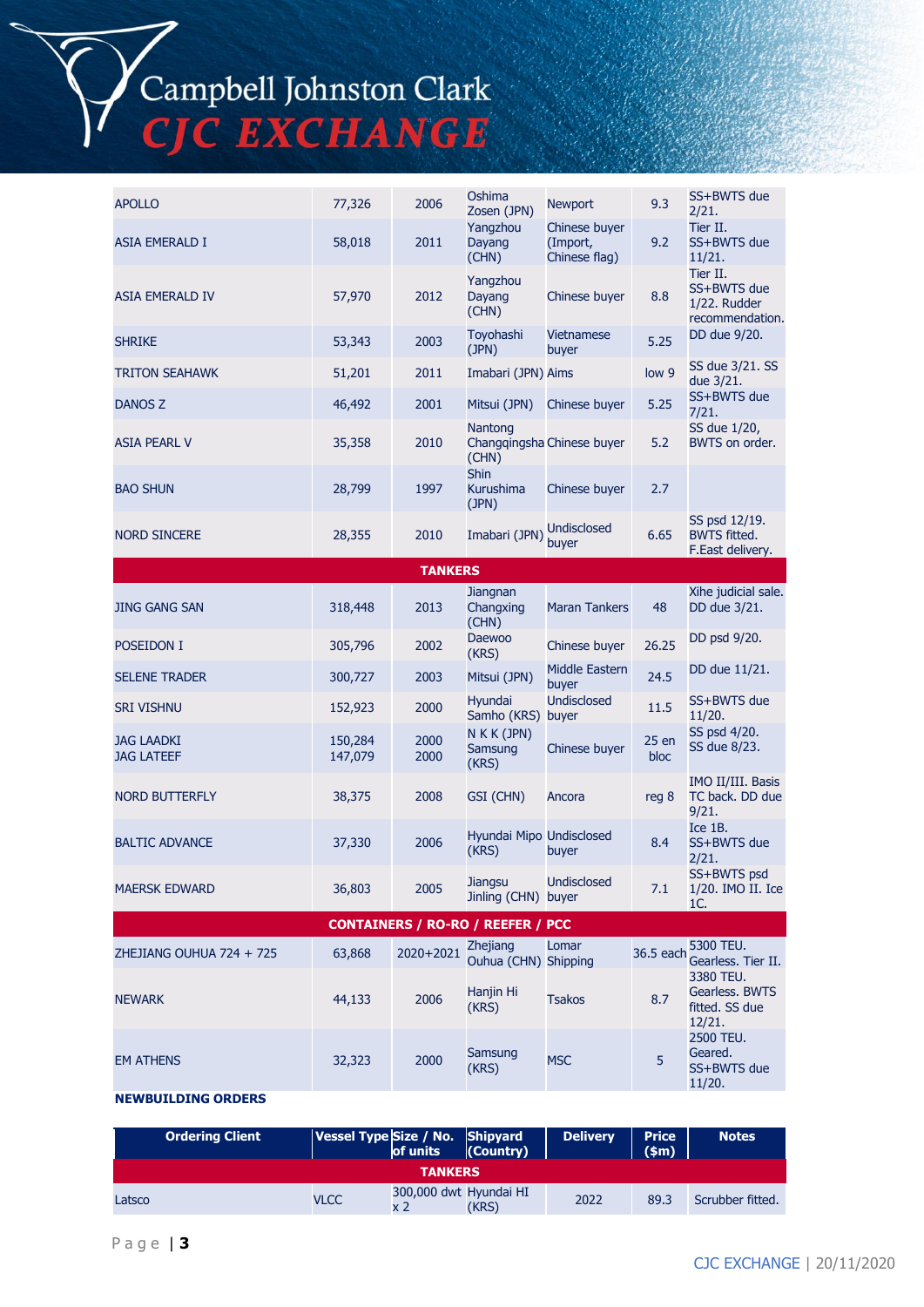| | | | | | | |
|---|---|---|---|---|---|---|
| APOLLO | 77,326 | 2006 | Oshima Zosen (JPN) | Newport | 9.3 | SS+BWTS due 2/21. |
| ASIA EMERALD I | 58,018 | 2011 | Yangzhou Dayang (CHN) | Chinese buyer (Import, Chinese flag) | 9.2 | Tier II. SS+BWTS due 11/21. |
| ASIA EMERALD IV | 57,970 | 2012 | Yangzhou Dayang (CHN) | Chinese buyer | 8.8 | Tier II. SS+BWTS due 1/22. Rudder recommendation. |
| SHRIKE | 53,343 | 2003 | Toyohashi (JPN) | Vietnamese buyer | 5.25 | DD due 9/20. |
| TRITON SEAHAWK | 51,201 | 2011 | Imabari (JPN) | Aims | low 9 | SS due 3/21. SS due 3/21. |
| DANOS Z | 46,492 | 2001 | Mitsui (JPN) | Chinese buyer | 5.25 | SS+BWTS due 7/21. |
| ASIA PEARL V | 35,358 | 2010 | Nantong Changqingsha (CHN) | Chinese buyer | 5.2 | SS due 1/20, BWTS on order. |
| BAO SHUN | 28,799 | 1997 | Shin Kurushima (JPN) | Chinese buyer | 2.7 | |
| NORD SINCERE | 28,355 | 2010 | Imabari (JPN) | Undisclosed buyer | 6.65 | SS psd 12/19. BWTS fitted. F.East delivery. |
| **TANKERS** | | | | | | |
| JING GANG SAN | 318,448 | 2013 | Jiangnan Changxing (CHN) | Maran Tankers | 48 | Xihe judicial sale. DD due 3/21. |
| POSEIDON I | 305,796 | 2002 | Daewoo (KRS) | Chinese buyer | 26.25 | DD psd 9/20. |
| SELENE TRADER | 300,727 | 2003 | Mitsui (JPN) | Middle Eastern buyer | 24.5 | DD due 11/21. |
| SRI VISHNU | 152,923 | 2000 | Hyundai Samho (KRS) | Undisclosed buyer | 11.5 | SS+BWTS due 11/20. |
| JAG LAADKI<br>JAG LATEEF | 150,284<br>147,079 | 2000<br>2000 | N K K (JPN)<br>Samsung (KRS) | Chinese buyer | 25 en bloc | SS psd 4/20.<br>SS due 8/23. |
| NORD BUTTERFLY | 38,375 | 2008 | GSI (CHN) | Ancora | reg 8 | IMO II/III. Basis TC back. DD due 9/21. |
| BALTIC ADVANCE | 37,330 | 2006 | Hyundai Mipo (KRS) | Undisclosed buyer | 8.4 | Ice 1B. SS+BWTS due 2/21. |
| MAERSK EDWARD | 36,803 | 2005 | Jiangsu Jinling (CHN) | Undisclosed buyer | 7.1 | SS+BWTS psd 1/20. IMO II. Ice 1C. |
| **CONTAINERS / RO-RO / REEFER / PCC** | | | | | | |
| ZHEJIANG OUHUA 724 + 725 | 63,868 | 2020+2021 | Zhejiang Ouhua (CHN) | Lomar Shipping | 36.5 each | 5300 TEU. Gearless. Tier II. |
| NEWARK | 44,133 | 2006 | Hanjin Hi (KRS) | Tsakos | 8.7 | 3380 TEU. Gearless. BWTS fitted. SS due 12/21. |
| EM ATHENS | 32,323 | 2000 | Samsung (KRS) | MSC | 5 | 2500 TEU. Geared. SS+BWTS due 11/20. |

**NEWBUILDING ORDERS**

| Ordering Client | Vessel Type | Size / No. of units | Shipyard (Country) | Delivery | Price ($m) | Notes |
|---|---|---|---|---|---|---|
| **TANKERS** | | | | | | |
| Latsco | VLCC | 300,000 dwt x 2 | Hyundai HI (KRS) | 2022 | 89.3 | Scrubber fitted. |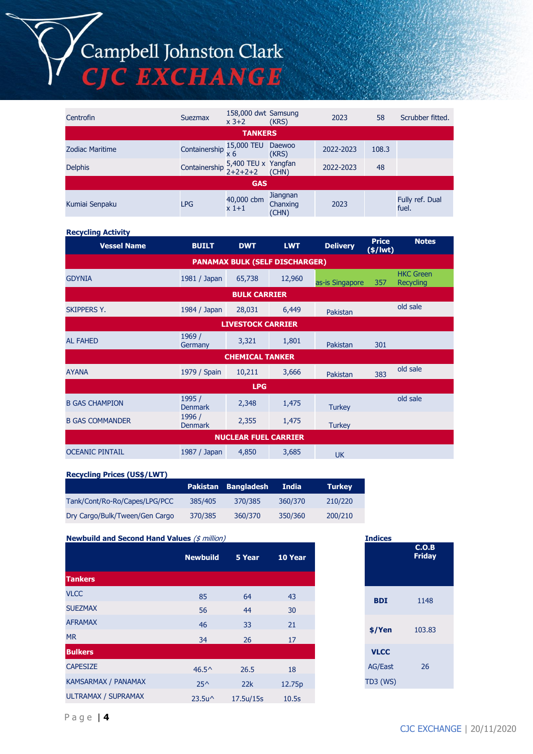| | | | | | | |
|---|---|---|---|---|---|---|
| Centrofin | Suezmax | 158,000 dwt x 3+2 | Samsung (KRS) | 2023 | 58 | Scrubber fitted. |
| **TANKERS** | | | | | | |
| Zodiac Maritime | Containership | 15,000 TEU x 6 | Daewoo (KRS) | 2022-2023 | 108.3 | |
| Delphis | Containership | 5,400 TEU x 2+2+2+2 | Yangfan (CHN) | 2022-2023 | 48 | |
| **GAS** | | | | | | |
| Kumiai Senpaku | LPG | 40,000 cbm x 1+1 | Jiangnan Chanxing (CHN) | 2023 | | Fully ref. Dual fuel. |

**Recycling Activity**

| Vessel Name | BUILT | DWT | LWT | Delivery | Price ($/lwt) | Notes |
|---|---|---|---|---|---|---|
| **PANAMAX BULK (SELF DISCHARGER)** | | | | | | |
| GDYNIA | 1981 / Japan | 65,738 | 12,960 | as-is Singapore | 357 | HKC Green Recycling |
| **BULK CARRIER** | | | | | | |
| SKIPPERS Y. | 1984 / Japan | 28,031 | 6,449 | Pakistan | | old sale |
| **LIVESTOCK CARRIER** | | | | | | |
| AL FAHED | 1969 / Germany | 3,321 | 1,801 | Pakistan | 301 | |
| **CHEMICAL TANKER** | | | | | | |
| AYANA | 1979 / Spain | 10,211 | 3,666 | Pakistan | 383 | old sale |
| **LPG** | | | | | | |
| B GAS CHAMPION | 1995 / Denmark | 2,348 | 1,475 | Turkey | | old sale |
| B GAS COMMANDER | 1996 / Denmark | 2,355 | 1,475 | Turkey | | |
| **NUCLEAR FUEL CARRIER** | | | | | | |
| OCEANIC PINTAIL | 1987 / Japan | 4,850 | 3,685 | UK | | |

**Recycling Prices (US$/LWT)**

| | Pakistan | Bangladesh | India | Turkey |
|---|---|---|---|---|
| Tank/Cont/Ro-Ro/Capes/LPG/PCC | 385/405 | 370/385 | 360/370 | 210/220 |
| Dry Cargo/Bulk/Tween/Gen Cargo | 370/385 | 360/370 | 350/360 | 200/210 |

**Newbuild and Second Hand Values** *($ million)*

| | Newbuild | 5 Year | 10 Year |
|---|---|---|---|
| **Tankers** | | | |
| VLCC | 85 | 64 | 43 |
| SUEZMAX | 56 | 44 | 30 |
| AFRAMAX | 46 | 33 | 21 |
| MR | 34 | 26 | 17 |
| **Bulkers** | | | |
| CAPESIZE | 46.5^ | 26.5 | 18 |
| KAMSARMAX / PANAMAX | 25^ | 22k | 12.75p |
| ULTRAMAX / SUPRAMAX | 23.5u^ | 17.5u/15s | 10.5s |

**Indices**

| | C.O.B Friday |
|---|---|
| **BDI** | 1148 |
| **$/Yen** | 103.83 |
| **VLCC** AG/East TD3 (WS) | 26 |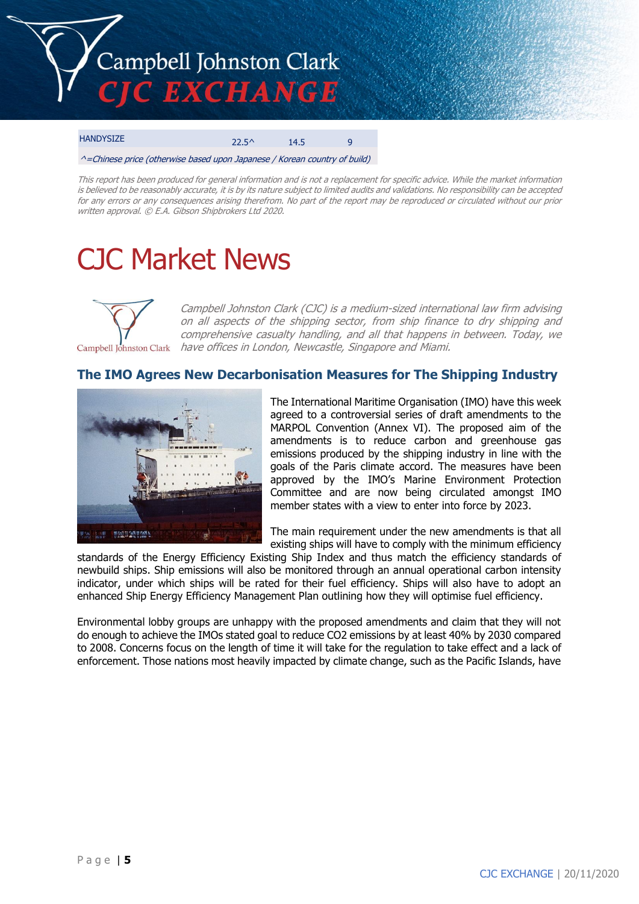| HANDYSIZE | 22.5^ | 14.5 | 9 |
|---|---|---|---|

*^=Chinese price (otherwise based upon Japanese / Korean country of build)*

*This report has been produced for general information and is not a replacement for specific advice. While the market information is believed to be reasonably accurate, it is by its nature subject to limited audits and validations. No responsibility can be accepted for any errors or any consequences arising therefrom. No part of the report may be reproduced or circulated without our prior written approval. © E.A. Gibson Shipbrokers Ltd 2020.*

# CJC Market News

*Campbell Johnston Clark (CJC) is a medium-sized international law firm advising on all aspects of the shipping sector, from ship finance to dry shipping and comprehensive casualty handling, and all that happens in between. Today, we have offices in London, Newcastle, Singapore and Miami.*

## The IMO Agrees New Decarbonisation Measures for The Shipping Industry

The International Maritime Organisation (IMO) have this week agreed to a controversial series of draft amendments to the MARPOL Convention (Annex VI). The proposed aim of the amendments is to reduce carbon and greenhouse gas emissions produced by the shipping industry in line with the goals of the Paris climate accord. The measures have been approved by the IMO's Marine Environment Protection Committee and are now being circulated amongst IMO member states with a view to enter into force by 2023.

The main requirement under the new amendments is that all existing ships will have to comply with the minimum efficiency standards of the Energy Efficiency Existing Ship Index and thus match the efficiency standards of newbuild ships. Ship emissions will also be monitored through an annual operational carbon intensity indicator, under which ships will be rated for their fuel efficiency. Ships will also have to adopt an enhanced Ship Energy Efficiency Management Plan outlining how they will optimise fuel efficiency.

Environmental lobby groups are unhappy with the proposed amendments and claim that they will not do enough to achieve the IMOs stated goal to reduce $CO_2$ emissions by at least 40% by 2030 compared to 2008. Concerns focus on the length of time it will take for the regulation to take effect and a lack of enforcement. Those nations most heavily impacted by climate change, such as the Pacific Islands, have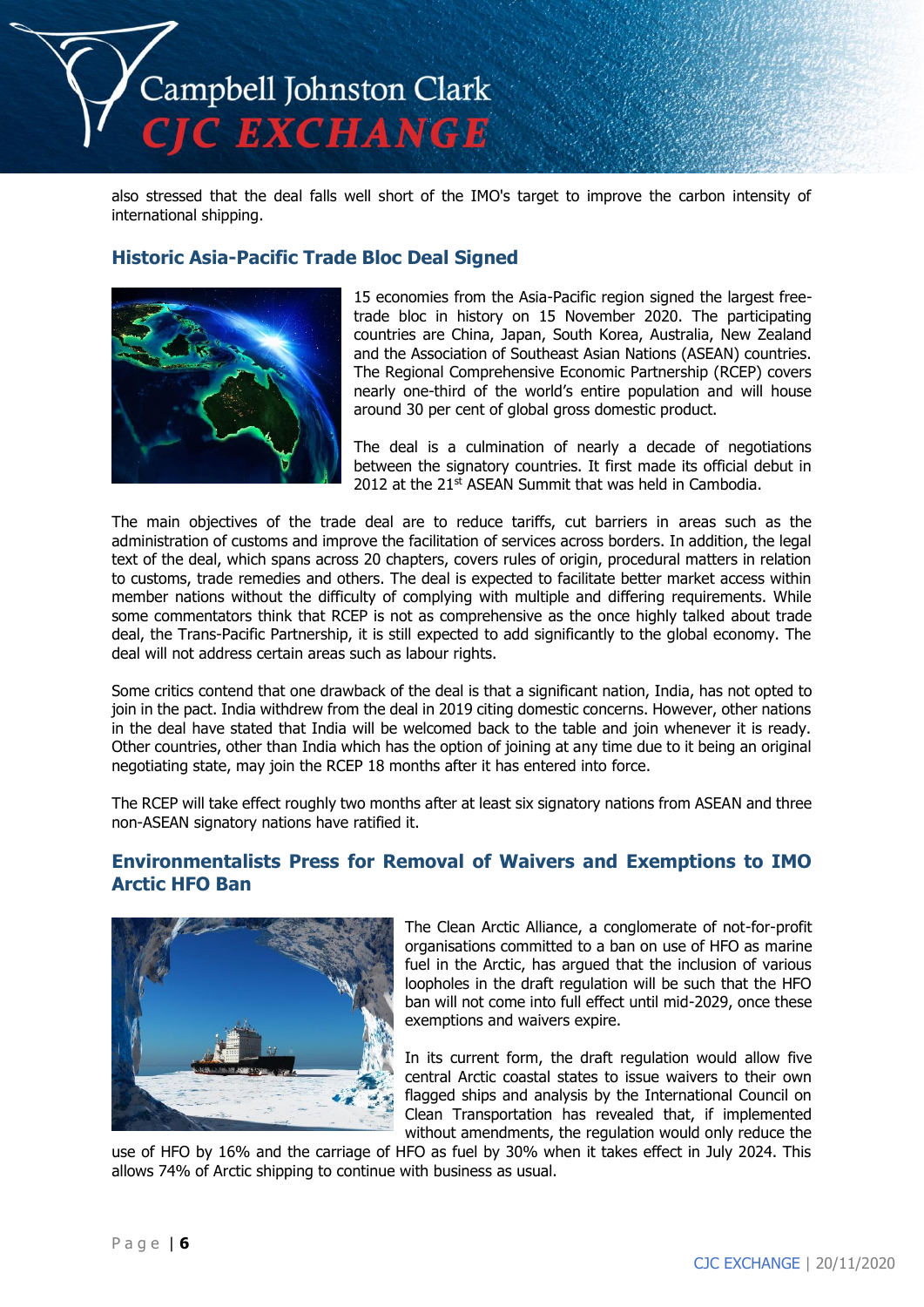also stressed that the deal falls well short of the IMO's target to improve the carbon intensity of international shipping.

## Historic Asia-Pacific Trade Bloc Deal Signed

15 economies from the Asia-Pacific region signed the largest free-trade bloc in history on 15 November 2020. The participating countries are China, Japan, South Korea, Australia, New Zealand and the Association of Southeast Asian Nations (ASEAN) countries. The Regional Comprehensive Economic Partnership (RCEP) covers nearly one-third of the world's entire population and will house around 30 per cent of global gross domestic product.

The deal is a culmination of nearly a decade of negotiations between the signatory countries. It first made its official debut in 2012 at the 21st ASEAN Summit that was held in Cambodia.

The main objectives of the trade deal are to reduce tariffs, cut barriers in areas such as the administration of customs and improve the facilitation of services across borders. In addition, the legal text of the deal, which spans across 20 chapters, covers rules of origin, procedural matters in relation to customs, trade remedies and others. The deal is expected to facilitate better market access within member nations without the difficulty of complying with multiple and differing requirements. While some commentators think that RCEP is not as comprehensive as the once highly talked about trade deal, the Trans-Pacific Partnership, it is still expected to add significantly to the global economy. The deal will not address certain areas such as labour rights.

Some critics contend that one drawback of the deal is that a significant nation, India, has not opted to join in the pact. India withdrew from the deal in 2019 citing domestic concerns. However, other nations in the deal have stated that India will be welcomed back to the table and join whenever it is ready. Other countries, other than India which has the option of joining at any time due to it being an original negotiating state, may join the RCEP 18 months after it has entered into force.

The RCEP will take effect roughly two months after at least six signatory nations from ASEAN and three non-ASEAN signatory nations have ratified it.

## Environmentalists Press for Removal of Waivers and Exemptions to IMO Arctic HFO Ban

The Clean Arctic Alliance, a conglomerate of not-for-profit organisations committed to a ban on use of HFO as marine fuel in the Arctic, has argued that the inclusion of various loopholes in the draft regulation will be such that the HFO ban will not come into full effect until mid-2029, once these exemptions and waivers expire.

In its current form, the draft regulation would allow five central Arctic coastal states to issue waivers to their own flagged ships and analysis by the International Council on Clean Transportation has revealed that, if implemented without amendments, the regulation would only reduce the use of HFO by 16% and the carriage of HFO as fuel by 30% when it takes effect in July 2024. This allows 74% of Arctic shipping to continue with business as usual.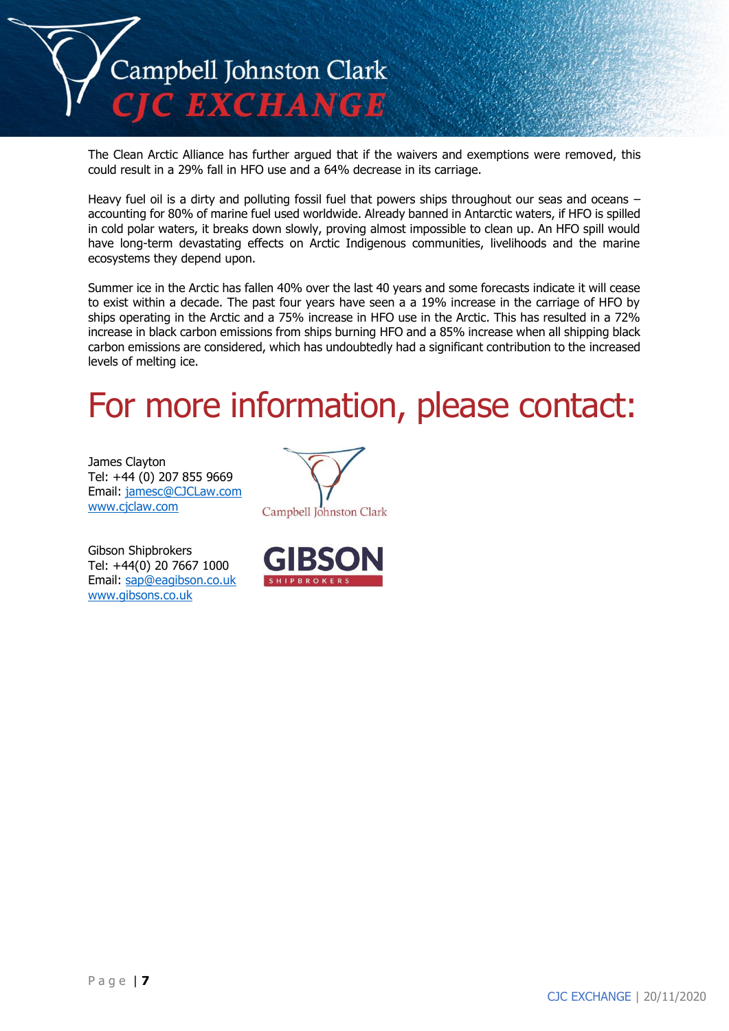The Clean Arctic Alliance has further argued that if the waivers and exemptions were removed, this could result in a 29% fall in HFO use and a 64% decrease in its carriage.

Heavy fuel oil is a dirty and polluting fossil fuel that powers ships throughout our seas and oceans – accounting for 80% of marine fuel used worldwide. Already banned in Antarctic waters, if HFO is spilled in cold polar waters, it breaks down slowly, proving almost impossible to clean up. An HFO spill would have long-term devastating effects on Arctic Indigenous communities, livelihoods and the marine ecosystems they depend upon.

Summer ice in the Arctic has fallen 40% over the last 40 years and some forecasts indicate it will cease to exist within a decade. The past four years have seen a a 19% increase in the carriage of HFO by ships operating in the Arctic and a 75% increase in HFO use in the Arctic. This has resulted in a 72% increase in black carbon emissions from ships burning HFO and a 85% increase when all shipping black carbon emissions are considered, which has undoubtedly had a significant contribution to the increased levels of melting ice.

# For more information, please contact:

James Clayton
Tel: +44 (0) 207 855 9669
Email: jamesc@CJCLaw.com
www.cjclaw.com

Gibson Shipbrokers
Tel: +44(0) 20 7667 1000
Email: sap@eagibson.co.uk
www.gibsons.co.uk